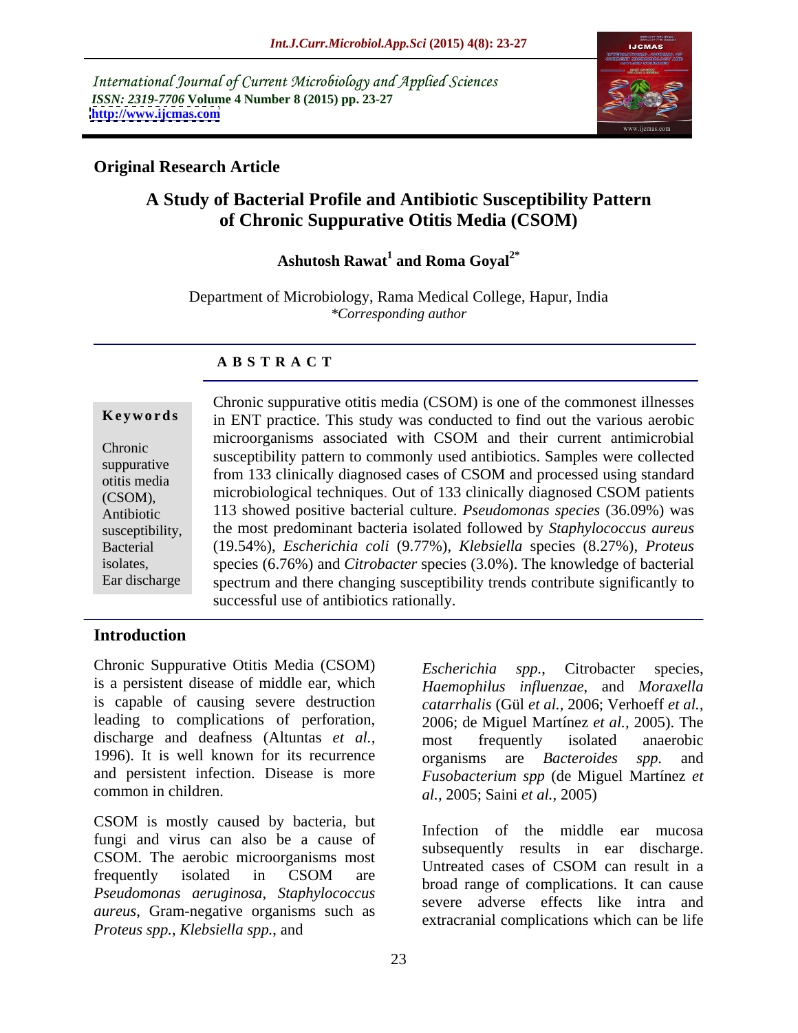International Journal of Current Microbiology and Applied Sciences
*ISSN: 2319-7706* **Volume 4 Number 8 (2015) pp. 23-27**
**http://www.ijcmas.com**

**Original Research Article**

# A Study of Bacterial Profile and Antibiotic Susceptibility Pattern of Chronic Suppurative Otitis Media (CSOM)

**Ashutosh Rawat[1] and Roma Goyal[2*]**

Department of Microbiology, Rama Medical College, Hapur, India
*\*Corresponding author*

## ABSTRACT

**Keywords**

Chronic suppurative otitis media (CSOM), Antibiotic susceptibility, Bacterial isolates, Ear discharge

Chronic suppurative otitis media (CSOM) is one of the commonest illnesses in ENT practice. This study was conducted to find out the various aerobic microorganisms associated with CSOM and their current antimicrobial susceptibility pattern to commonly used antibiotics. Samples were collected from 133 clinically diagnosed cases of CSOM and processed using standard microbiological techniques. Out of 133 clinically diagnosed CSOM patients 113 showed positive bacterial culture. *Pseudomonas species* (36.09%) was the most predominant bacteria isolated followed by *Staphylococcus aureus* (19.54%), *Escherichia coli* (9.77%), *Klebsiella* species (8.27%), *Proteus* species (6.76%) and *Citrobacter* species (3.0%). The knowledge of bacterial spectrum and there changing susceptibility trends contribute significantly to successful use of antibiotics rationally.

## Introduction

Chronic Suppurative Otitis Media (CSOM) is a persistent disease of middle ear, which is capable of causing severe destruction leading to complications of perforation, discharge and deafness (Altuntas *et al.,* 1996). It is well known for its recurrence and persistent infection. Disease is more common in children.

CSOM is mostly caused by bacteria, but fungi and virus can also be a cause of CSOM. The aerobic microorganisms most frequently isolated in CSOM are *Pseudomonas aeruginosa*, *Staphylococcus aureus*, Gram-negative organisms such as *Proteus spp.*, *Klebsiella spp.*, and *Escherichia spp.*, Citrobacter species, *Haemophilus influenzae*, and *Moraxella catarrhalis* (Gül *et al.,* 2006; Verhoeff *et al.,* 2006; de Miguel Martínez *et al.,* 2005). The most frequently isolated anaerobic organisms are *Bacteroides spp.* and *Fusobacterium spp* (de Miguel Martínez *et al.,* 2005; Saini *et al.,* 2005)

Infection of the middle ear mucosa subsequently results in ear discharge. Untreated cases of CSOM can result in a broad range of complications. It can cause severe adverse effects like intra and extracranial complications which can be life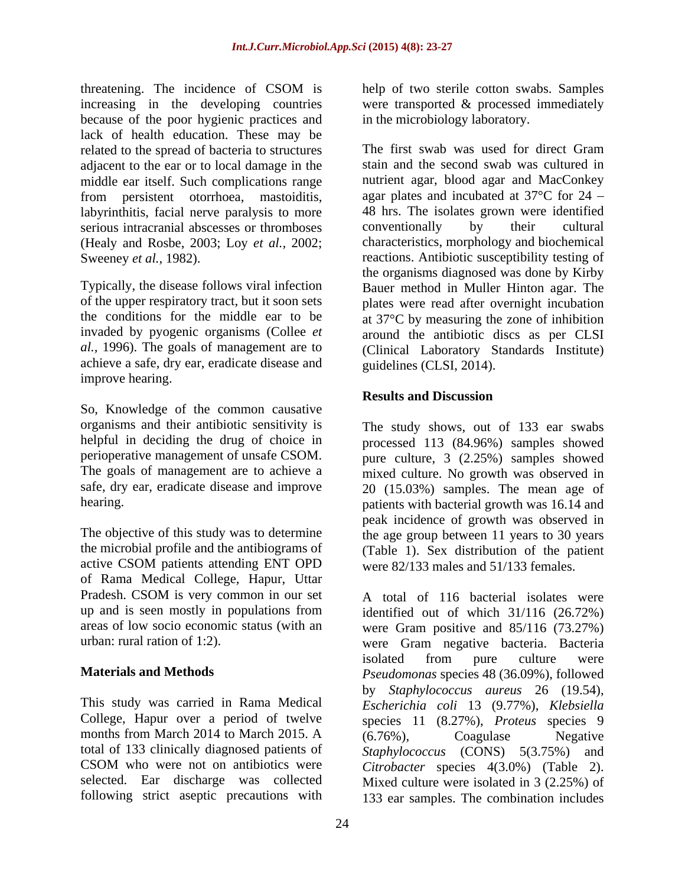threatening. The incidence of CSOM is increasing in the developing countries because of the poor hygienic practices and lack of health education. These may be related to the spread of bacteria to structures adjacent to the ear or to local damage in the middle ear itself. Such complications range from persistent otorrhoea, mastoiditis, labyrinthitis, facial nerve paralysis to more serious intracranial abscesses or thromboses (Healy and Rosbe, 2003; Loy *et al.*, 2002; Sweeney *et al.*, 1982).

Typically, the disease follows viral infection of the upper respiratory tract, but it soon sets the conditions for the middle ear to be invaded by pyogenic organisms (Collee *et al.*, 1996). The goals of management are to achieve a safe, dry ear, eradicate disease and improve hearing.

So, Knowledge of the common causative organisms and their antibiotic sensitivity is helpful in deciding the drug of choice in perioperative management of unsafe CSOM. The goals of management are to achieve a safe, dry ear, eradicate disease and improve hearing.

The objective of this study was to determine the microbial profile and the antibiograms of active CSOM patients attending ENT OPD of Rama Medical College, Hapur, Uttar Pradesh. CSOM is very common in our set up and is seen mostly in populations from areas of low socio economic status (with an urban: rural ration of 1:2).

## Materials and Methods

This study was carried in Rama Medical College, Hapur over a period of twelve months from March 2014 to March 2015. A total of 133 clinically diagnosed patients of CSOM who were not on antibiotics were selected. Ear discharge was collected following strict aseptic precautions with help of two sterile cotton swabs. Samples were transported & processed immediately in the microbiology laboratory.

The first swab was used for direct Gram stain and the second swab was cultured in nutrient agar, blood agar and MacConkey agar plates and incubated at 37°C for 24 – 48 hrs. The isolates grown were identified conventionally by their cultural characteristics, morphology and biochemical reactions. Antibiotic susceptibility testing of the organisms diagnosed was done by Kirby Bauer method in Muller Hinton agar. The plates were read after overnight incubation at 37°C by measuring the zone of inhibition around the antibiotic discs as per CLSI (Clinical Laboratory Standards Institute) guidelines (CLSI, 2014).

## Results and Discussion

The study shows, out of 133 ear swabs processed 113 (84.96%) samples showed pure culture, 3 (2.25%) samples showed mixed culture. No growth was observed in 20 (15.03%) samples. The mean age of patients with bacterial growth was 16.14 and peak incidence of growth was observed in the age group between 11 years to 30 years (Table 1). Sex distribution of the patient were 82/133 males and 51/133 females.

A total of 116 bacterial isolates were identified out of which 31/116 (26.72%) were Gram positive and 85/116 (73.27%) were Gram negative bacteria. Bacteria isolated from pure culture were *Pseudomonas* species 48 (36.09%), followed by *Staphylococcus aureus* 26 (19.54), *Escherichia coli* 13 (9.77%), *Klebsiella* species 11 (8.27%), *Proteus* species 9 (6.76%), Coagulase Negative *Staphylococcus* (CONS) 5(3.75%) and *Citrobacter* species 4(3.0%) (Table 2). Mixed culture were isolated in 3 (2.25%) of 133 ear samples. The combination includes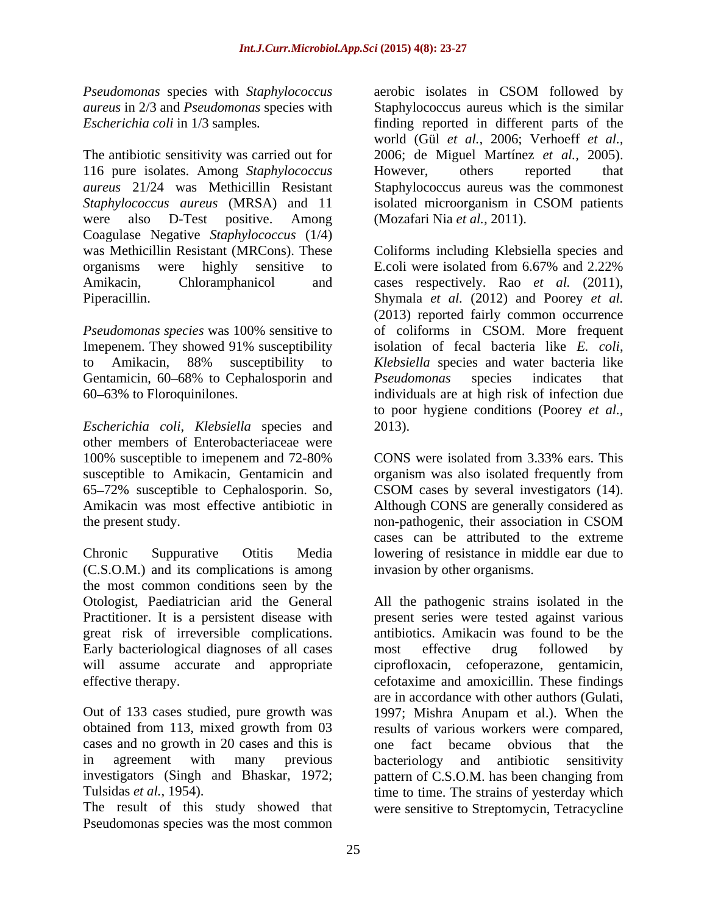*Pseudomonas* species with *Staphylococcus aureus* in 2/3 and *Pseudomonas* species with *Escherichia coli* in 1/3 samples.

The antibiotic sensitivity was carried out for 116 pure isolates. Among *Staphylococcus aureus* 21/24 was Methicillin Resistant *Staphylococcus aureus* (MRSA) and 11 were also D-Test positive. Among Coagulase Negative *Staphylococcus* (1/4) was Methicillin Resistant (MRCons). These organisms were highly sensitive to Amikacin, Chloramphanicol and Piperacillin.

*Pseudomonas species* was 100% sensitive to Imepenem. They showed 91% susceptibility to Amikacin, 88% susceptibility to Gentamicin, 60–68% to Cephalosporin and 60–63% to Floroquinilones.

*Escherichia coli*, *Klebsiella* species and other members of Enterobacteriaceae were 100% susceptible to imepenem and 72-80% susceptible to Amikacin, Gentamicin and 65–72% susceptible to Cephalosporin. So, Amikacin was most effective antibiotic in the present study.

Chronic Suppurative Otitis Media (C.S.O.M.) and its complications is among the most common conditions seen by the Otologist, Paediatrician arid the General Practitioner. It is a persistent disease with great risk of irreversible complications. Early bacteriological diagnoses of all cases will assume accurate and appropriate effective therapy.

Out of 133 cases studied, pure growth was obtained from 113, mixed growth from 03 cases and no growth in 20 cases and this is in agreement with many previous investigators (Singh and Bhaskar, 1972; Tulsidas *et al.*, 1954).

The result of this study showed that Pseudomonas species was the most common aerobic isolates in CSOM followed by Staphylococcus aureus which is the similar finding reported in different parts of the world (Gül *et al.*, 2006; Verhoeff *et al.*, 2006; de Miguel Martínez *et al.*, 2005). However, others reported that Staphylococcus aureus was the commonest isolated microorganism in CSOM patients (Mozafari Nia *et al.*, 2011).

Coliforms including Klebsiella species and E.coli were isolated from 6.67% and 2.22% cases respectively. Rao *et al.* (2011), Shymala *et al.* (2012) and Poorey *et al.* (2013) reported fairly common occurrence of coliforms in CSOM. More frequent isolation of fecal bacteria like *E. coli*, *Klebsiella* species and water bacteria like *Pseudomonas* species indicates that individuals are at high risk of infection due to poor hygiene conditions (Poorey *et al.*, 2013).

CONS were isolated from 3.33% ears. This organism was also isolated frequently from CSOM cases by several investigators (14). Although CONS are generally considered as non-pathogenic, their association in CSOM cases can be attributed to the extreme lowering of resistance in middle ear due to invasion by other organisms.

All the pathogenic strains isolated in the present series were tested against various antibiotics. Amikacin was found to be the most effective drug followed by ciprofloxacin, cefoperazone, gentamicin, cefotaxime and amoxicillin. These findings are in accordance with other authors (Gulati, 1997; Mishra Anupam et al.). When the results of various workers were compared, one fact became obvious that the bacteriology and antibiotic sensitivity pattern of C.S.O.M. has been changing from time to time. The strains of yesterday which were sensitive to Streptomycin, Tetracycline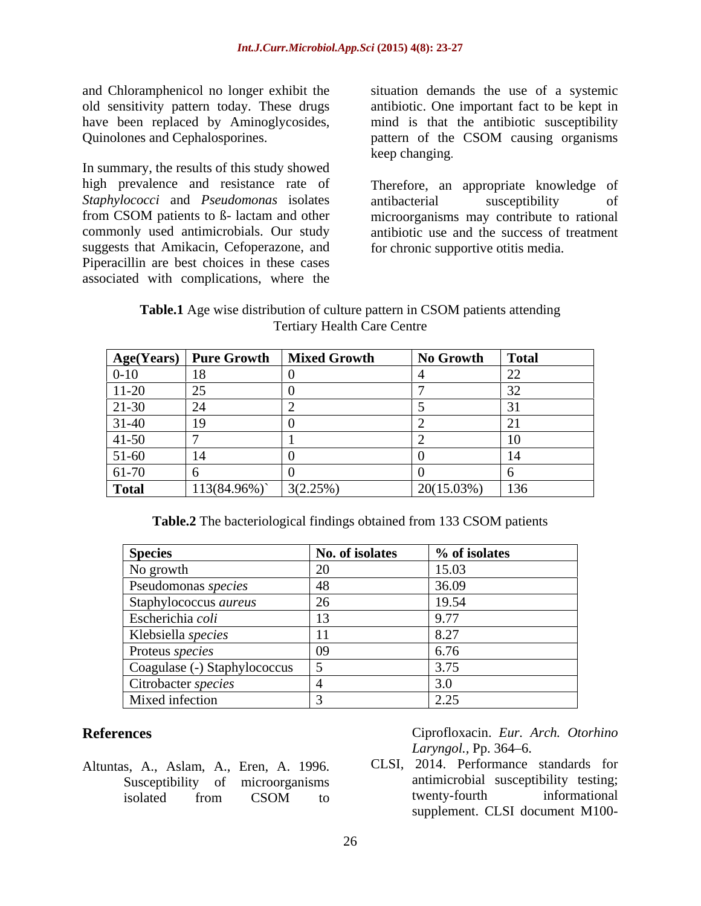and Chloramphenicol no longer exhibit the old sensitivity pattern today. These drugs have been replaced by Aminoglycosides, Quinolones and Cephalosporines.

In summary, the results of this study showed high prevalence and resistance rate of *Staphylococci* and *Pseudomonas* isolates from CSOM patients to ß- lactam and other commonly used antimicrobials. Our study suggests that Amikacin, Cefoperazone, and Piperacillin are best choices in these cases associated with complications, where the situation demands the use of a systemic antibiotic. One important fact to be kept in mind is that the antibiotic susceptibility pattern of the CSOM causing organisms keep changing.

Therefore, an appropriate knowledge of antibacterial susceptibility of microorganisms may contribute to rational antibiotic use and the success of treatment for chronic supportive otitis media.

**Table.1** Age wise distribution of culture pattern in CSOM patients attending Tertiary Health Care Centre

| Age(Years) | Pure Growth | Mixed Growth | No Growth | Total |
|---|---|---|---|---|
| 0-10 | 18 | 0 | 4 | 22 |
| 11-20 | 25 | 0 | 7 | 32 |
| 21-30 | 24 | 2 | 5 | 31 |
| 31-40 | 19 | 0 | 2 | 21 |
| 41-50 | 7 | 1 | 2 | 10 |
| 51-60 | 14 | 0 | 0 | 14 |
| 61-70 | 6 | 0 | 0 | 6 |
| **Total** | 113(84.96%)` | 3(2.25%) | 20(15.03%) | 136 |

**Table.2** The bacteriological findings obtained from 133 CSOM patients

| Species | No. of isolates | % of isolates |
|---|---|---|
| No growth | 20 | 15.03 |
| Pseudomonas *species* | 48 | 36.09 |
| Staphylococcus *aureus* | 26 | 19.54 |
| Escherichia *coli* | 13 | 9.77 |
| Klebsiella *species* | 11 | 8.27 |
| Proteus *species* | 09 | 6.76 |
| Coagulase (-) Staphylococcus | 5 | 3.75 |
| Citrobacter *species* | 4 | 3.0 |
| Mixed infection | 3 | 2.25 |

## References

Altuntas, A., Aslam, A., Eren, A. 1996. Susceptibility of microorganisms isolated from CSOM to Ciprofloxacin. *Eur. Arch. Otorhino Laryngol.*, Pp. 364–6.

CLSI, 2014. Performance standards for antimicrobial susceptibility testing; twenty-fourth informational supplement. CLSI document M100-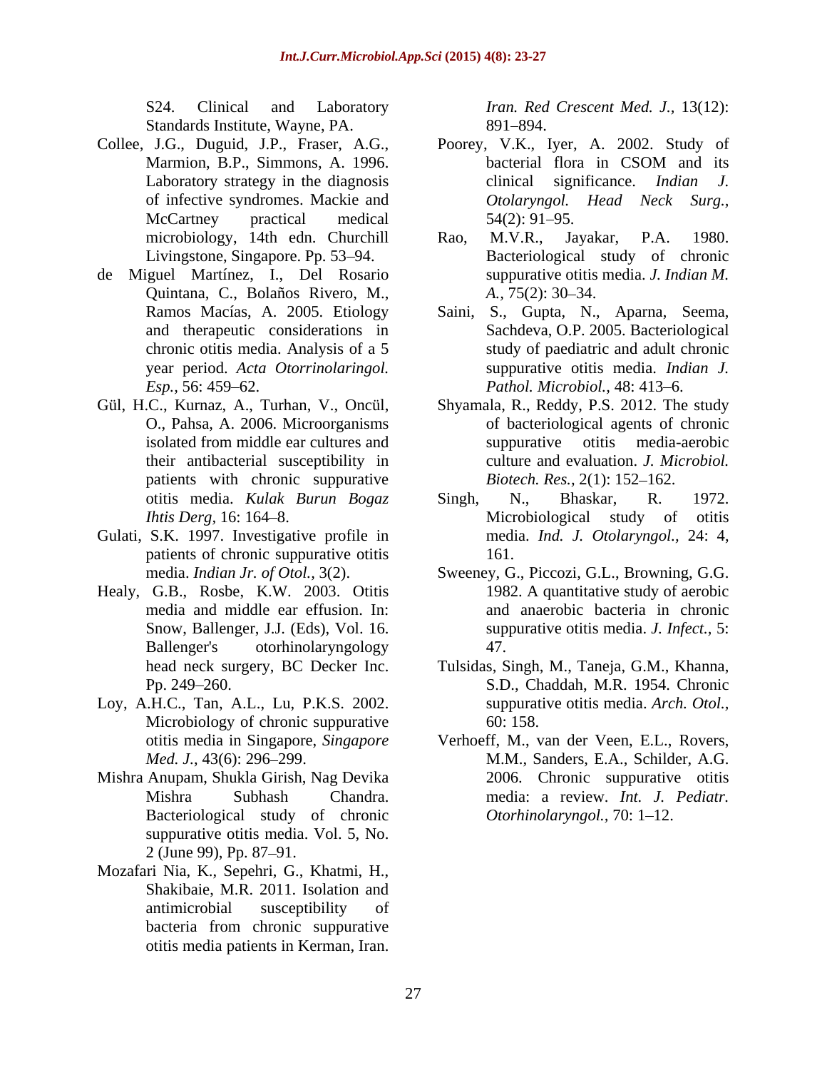S24. Clinical and Laboratory Standards Institute, Wayne, PA.

Collee, J.G., Duguid, J.P., Fraser, A.G., Marmion, B.P., Simmons, A. 1996. Laboratory strategy in the diagnosis of infective syndromes. Mackie and McCartney practical medical microbiology, 14th edn. Churchill Livingstone, Singapore. Pp. 53–94.

de Miguel Martínez, I., Del Rosario Quintana, C., Bolaños Rivero, M., Ramos Macías, A. 2005. Etiology and therapeutic considerations in chronic otitis media. Analysis of a 5 year period. *Acta Otorrinolaringol. Esp.*, 56: 459–62.

Gül, H.C., Kurnaz, A., Turhan, V., Oncül, O., Pahsa, A. 2006. Microorganisms isolated from middle ear cultures and their antibacterial susceptibility in patients with chronic suppurative otitis media. *Kulak Burun Bogaz Ihtis Derg,* 16: 164–8.

Gulati, S.K. 1997. Investigative profile in patients of chronic suppurative otitis media. *Indian Jr. of Otol.*, 3(2).

Healy, G.B., Rosbe, K.W. 2003. Otitis media and middle ear effusion. In: Snow, Ballenger, J.J. (Eds), Vol. 16. Ballenger's otorhinolaryngology head neck surgery, BC Decker Inc. Pp. 249–260.

Loy, A.H.C., Tan, A.L., Lu, P.K.S. 2002. Microbiology of chronic suppurative otitis media in Singapore, *Singapore Med. J.*, 43(6): 296–299.

Mishra Anupam, Shukla Girish, Nag Devika Mishra Subhash Chandra. Bacteriological study of chronic suppurative otitis media. Vol. 5, No. 2 (June 99), Pp. 87–91.

Mozafari Nia, K., Sepehri, G., Khatmi, H., Shakibaie, M.R. 2011. Isolation and antimicrobial susceptibility of bacteria from chronic suppurative otitis media patients in Kerman, Iran. *Iran. Red Crescent Med. J.,* 13(12): 891–894.

Poorey, V.K., Iyer, A. 2002. Study of bacterial flora in CSOM and its clinical significance. *Indian J. Otolaryngol. Head Neck Surg.*, 54(2): 91–95.

Rao, M.V.R., Jayakar, P.A. 1980. Bacteriological study of chronic suppurative otitis media. *J. Indian M. A.*, 75(2): 30–34.

Saini, S., Gupta, N., Aparna, Seema, Sachdeva, O.P. 2005. Bacteriological study of paediatric and adult chronic suppurative otitis media. *Indian J. Pathol. Microbiol.*, 48: 413–6.

Shyamala, R., Reddy, P.S. 2012. The study of bacteriological agents of chronic suppurative otitis media-aerobic culture and evaluation. *J. Microbiol. Biotech. Res.,* 2(1): 152–162.

Singh, N., Bhaskar, R. 1972. Microbiological study of otitis media. *Ind. J. Otolaryngol.*, 24: 4, 161.

Sweeney, G., Piccozi, G.L., Browning, G.G. 1982. A quantitative study of aerobic and anaerobic bacteria in chronic suppurative otitis media. *J. Infect.,* 5: 47.

Tulsidas, Singh, M., Taneja, G.M., Khanna, S.D., Chaddah, M.R. 1954. Chronic suppurative otitis media. *Arch. Otol.,* 60: 158.

Verhoeff, M., van der Veen, E.L., Rovers, M.M., Sanders, E.A., Schilder, A.G. 2006. Chronic suppurative otitis media: a review. *Int. J. Pediatr. Otorhinolaryngol.*, 70: 1–12.